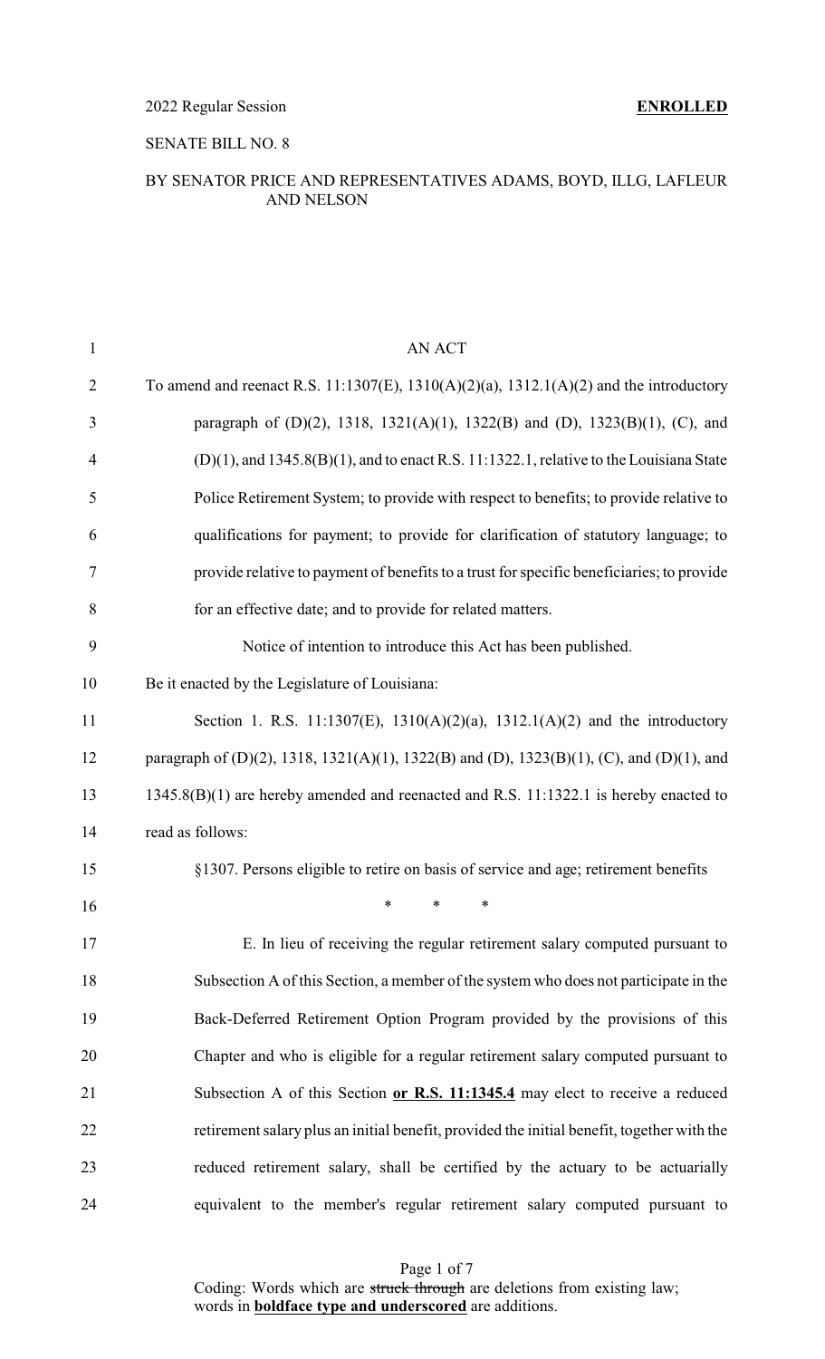2022 Regular Session **ENROLLED**

SENATE BILL NO. 8

BY SENATOR PRICE AND REPRESENTATIVES ADAMS, BOYD, ILLG, LAFLEUR AND NELSON

AN ACT

To amend and reenact R.S. 11:1307(E), 1310(A)(2)(a), 1312.1(A)(2) and the introductory paragraph of (D)(2), 1318, 1321(A)(1), 1322(B) and (D), 1323(B)(1), (C), and (D)(1), and 1345.8(B)(1), and to enact R.S. 11:1322.1, relative to the Louisiana State Police Retirement System; to provide with respect to benefits; to provide relative to qualifications for payment; to provide for clarification of statutory language; to provide relative to payment of benefits to a trust for specific beneficiaries; to provide for an effective date; and to provide for related matters.

Notice of intention to introduce this Act has been published.

Be it enacted by the Legislature of Louisiana:

Section 1. R.S. 11:1307(E), 1310(A)(2)(a), 1312.1(A)(2) and the introductory paragraph of (D)(2), 1318, 1321(A)(1), 1322(B) and (D), 1323(B)(1), (C), and (D)(1), and 1345.8(B)(1) are hereby amended and reenacted and R.S. 11:1322.1 is hereby enacted to read as follows:

§1307. Persons eligible to retire on basis of service and age; retirement benefits

\* \* \*

E. In lieu of receiving the regular retirement salary computed pursuant to Subsection A of this Section, a member of the system who does not participate in the Back-Deferred Retirement Option Program provided by the provisions of this Chapter and who is eligible for a regular retirement salary computed pursuant to Subsection A of this Section **or R.S. 11:1345.4** may elect to receive a reduced retirement salary plus an initial benefit, provided the initial benefit, together with the reduced retirement salary, shall be certified by the actuary to be actuarially equivalent to the member's regular retirement salary computed pursuant to

Coding: Words which are ~~struck through~~ are deletions from existing law; words in **boldface type and underscored** are additions.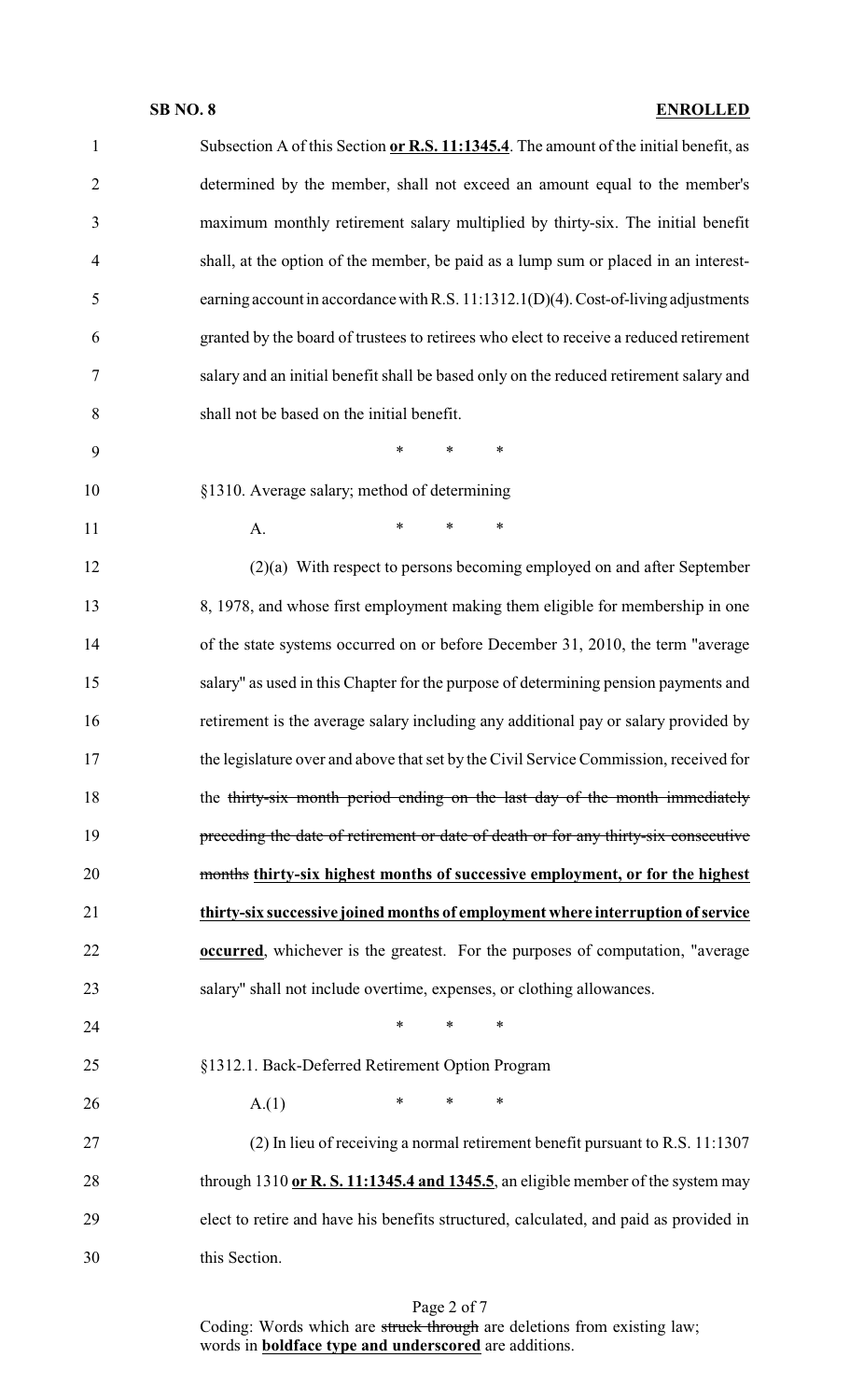Subsection A of this Section **or R.S. 11:1345.4**. The amount of the initial benefit, as determined by the member, shall not exceed an amount equal to the member's maximum monthly retirement salary multiplied by thirty-six. The initial benefit shall, at the option of the member, be paid as a lump sum or placed in an interest-earning account in accordance with R.S. 11:1312.1(D)(4). Cost-of-living adjustments granted by the board of trustees to retirees who elect to receive a reduced retirement salary and an initial benefit shall be based only on the reduced retirement salary and shall not be based on the initial benefit.

\* \* \*

§1310. Average salary; method of determining

A. \* \* \*

(2)(a) With respect to persons becoming employed on and after September 8, 1978, and whose first employment making them eligible for membership in one of the state systems occurred on or before December 31, 2010, the term "average salary" as used in this Chapter for the purpose of determining pension payments and retirement is the average salary including any additional pay or salary provided by the legislature over and above that set by the Civil Service Commission, received for the ~~thirty-six month period ending on the last day of the month immediately preceding the date of retirement or date of death or for any thirty-six consecutive months~~ **thirty-six highest months of successive employment, or for the highest thirty-six successive joined months of employment where interruption of service occurred**, whichever is the greatest. For the purposes of computation, "average salary" shall not include overtime, expenses, or clothing allowances.

\* \* \*

§1312.1. Back-Deferred Retirement Option Program

A.(1) \* \* \*

(2) In lieu of receiving a normal retirement benefit pursuant to R.S. 11:1307 through 1310 **or R. S. 11:1345.4 and 1345.5**, an eligible member of the system may elect to retire and have his benefits structured, calculated, and paid as provided in this Section.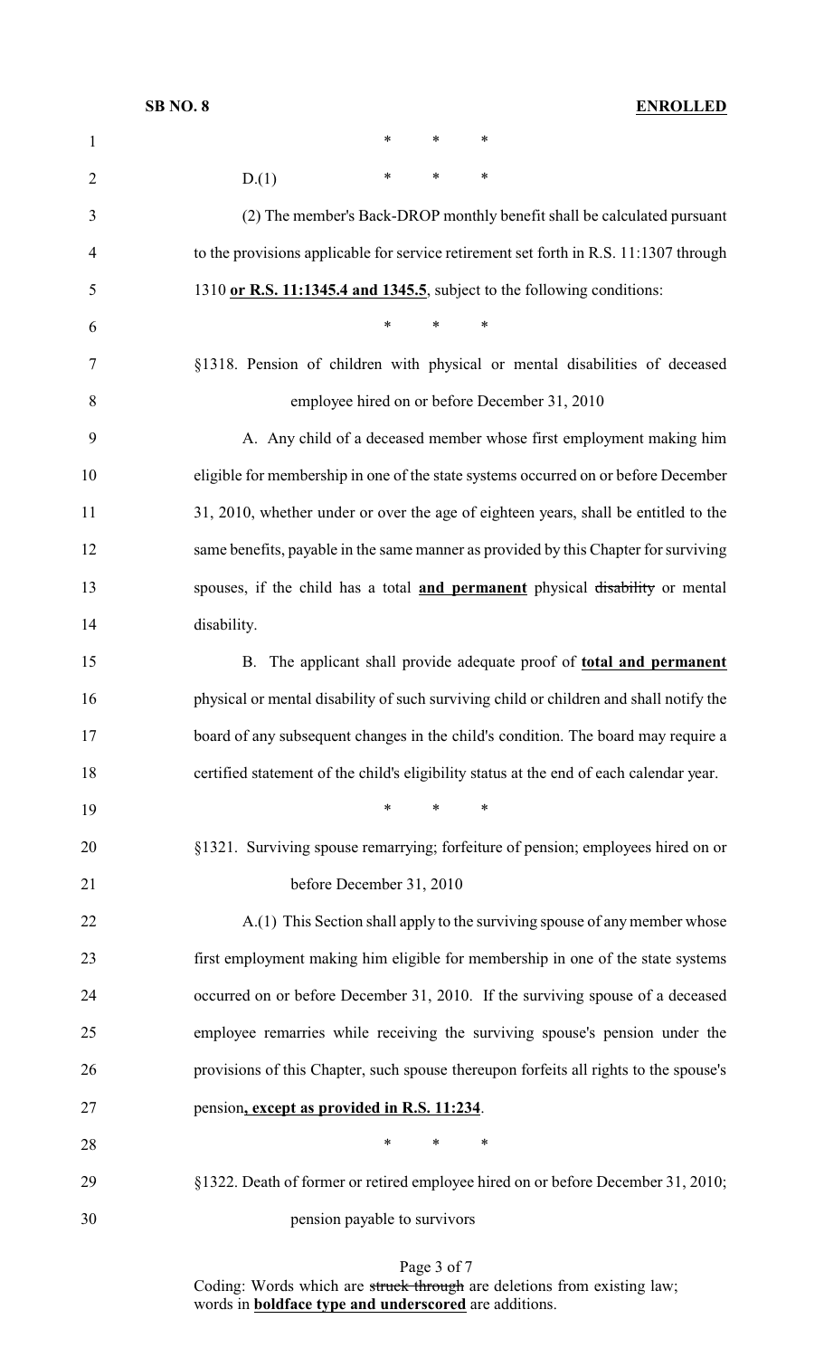\*      \*      \*

D.(1)      \*      \*      \*

(2) The member's Back-DROP monthly benefit shall be calculated pursuant to the provisions applicable for service retirement set forth in R.S. 11:1307 through 1310 **or R.S. 11:1345.4 and 1345.5**, subject to the following conditions:

\*      \*      \*

§1318. Pension of children with physical or mental disabilities of deceased employee hired on or before December 31, 2010

A. Any child of a deceased member whose first employment making him eligible for membership in one of the state systems occurred on or before December 31, 2010, whether under or over the age of eighteen years, shall be entitled to the same benefits, payable in the same manner as provided by this Chapter for surviving spouses, if the child has a total **and permanent** physical ~~disability~~ or mental disability.

B. The applicant shall provide adequate proof of **total and permanent** physical or mental disability of such surviving child or children and shall notify the board of any subsequent changes in the child's condition. The board may require a certified statement of the child's eligibility status at the end of each calendar year.

\*      \*      \*

§1321. Surviving spouse remarrying; forfeiture of pension; employees hired on or before December 31, 2010

A.(1) This Section shall apply to the surviving spouse of any member whose first employment making him eligible for membership in one of the state systems occurred on or before December 31, 2010. If the surviving spouse of a deceased employee remarries while receiving the surviving spouse's pension under the provisions of this Chapter, such spouse thereupon forfeits all rights to the spouse's pension**, except as provided in R.S. 11:234**.

\*      \*      \*

§1322. Death of former or retired employee hired on or before December 31, 2010; pension payable to survivors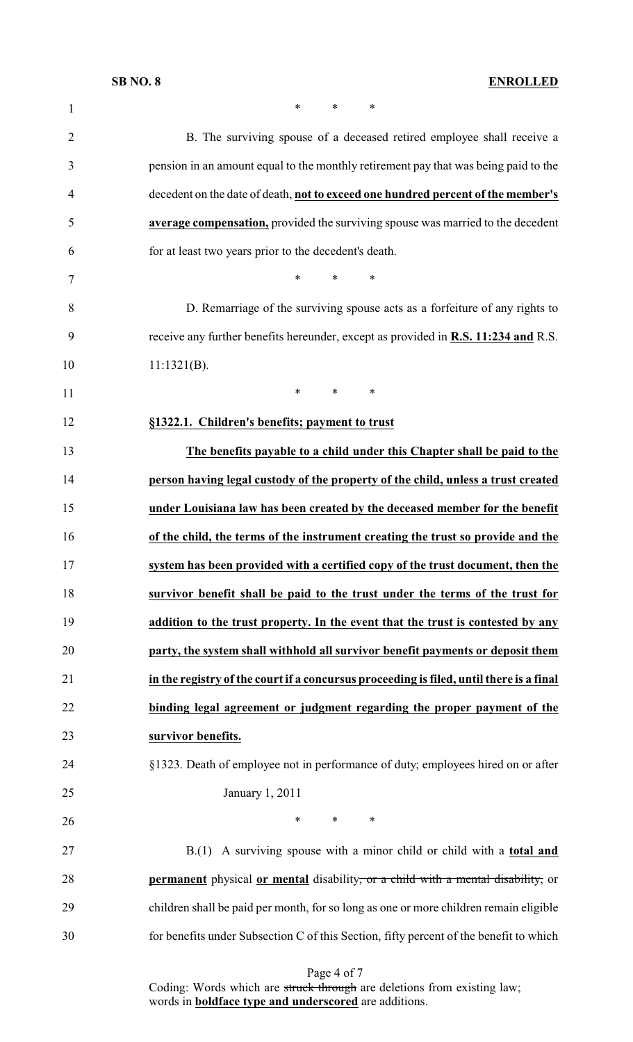\* \* \*

B. The surviving spouse of a deceased retired employee shall receive a pension in an amount equal to the monthly retirement pay that was being paid to the decedent on the date of death, **<u>not to exceed one hundred percent of the member's average compensation,</u>** provided the surviving spouse was married to the decedent for at least two years prior to the decedent's death.

\* \* \*

D. Remarriage of the surviving spouse acts as a forfeiture of any rights to receive any further benefits hereunder, except as provided in **<u>R.S. 11:234 and</u>** R.S. 11:1321(B).

\* \* \*

**<u>§1322.1. Children's benefits; payment to trust</u>**

**<u>The benefits payable to a child under this Chapter shall be paid to the person having legal custody of the property of the child, unless a trust created under Louisiana law has been created by the deceased member for the benefit of the child, the terms of the instrument creating the trust so provide and the system has been provided with a certified copy of the trust document, then the survivor benefit shall be paid to the trust under the terms of the trust for addition to the trust property. In the event that the trust is contested by any party, the system shall withhold all survivor benefit payments or deposit them in the registry of the court if a concursus proceeding is filed, until there is a final binding legal agreement or judgment regarding the proper payment of the survivor benefits.</u>**

§1323. Death of employee not in performance of duty; employees hired on or after January 1, 2011

\* \* \*

B.(1) A surviving spouse with a minor child or child with a **<u>total and permanent</u>** physical **<u>or mental</u>** disability~~, or a child with a mental disability,~~ or children shall be paid per month, for so long as one or more children remain eligible for benefits under Subsection C of this Section, fifty percent of the benefit to which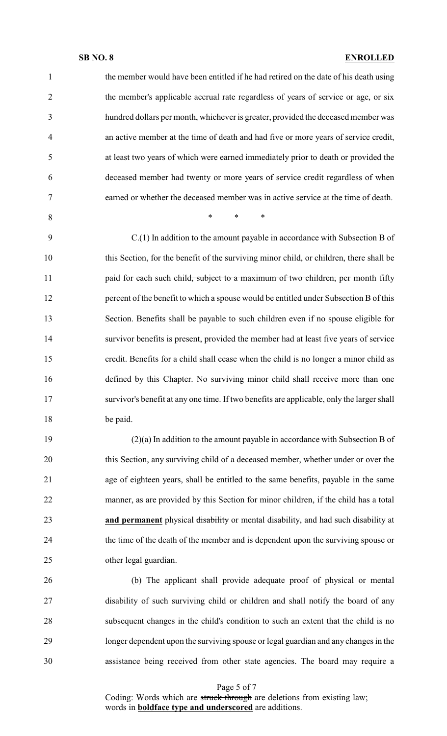the member would have been entitled if he had retired on the date of his death using the member's applicable accrual rate regardless of years of service or age, or six hundred dollars per month, whichever is greater, provided the deceased member was an active member at the time of death and had five or more years of service credit, at least two years of which were earned immediately prior to death or provided the deceased member had twenty or more years of service credit regardless of when earned or whether the deceased member was in active service at the time of death.

\* \* \*

C.(1) In addition to the amount payable in accordance with Subsection B of this Section, for the benefit of the surviving minor child, or children, there shall be paid for each such child~~, subject to a maximum of two children,~~ per month fifty percent of the benefit to which a spouse would be entitled under Subsection B of this Section. Benefits shall be payable to such children even if no spouse eligible for survivor benefits is present, provided the member had at least five years of service credit. Benefits for a child shall cease when the child is no longer a minor child as defined by this Chapter. No surviving minor child shall receive more than one survivor's benefit at any one time. If two benefits are applicable, only the larger shall be paid.

(2)(a) In addition to the amount payable in accordance with Subsection B of this Section, any surviving child of a deceased member, whether under or over the age of eighteen years, shall be entitled to the same benefits, payable in the same manner, as are provided by this Section for minor children, if the child has a total **and permanent** physical ~~disability~~ or mental disability, and had such disability at the time of the death of the member and is dependent upon the surviving spouse or other legal guardian.

(b) The applicant shall provide adequate proof of physical or mental disability of such surviving child or children and shall notify the board of any subsequent changes in the child's condition to such an extent that the child is no longer dependent upon the surviving spouse or legal guardian and any changes in the assistance being received from other state agencies. The board may require a

Coding: Words which are ~~struck through~~ are deletions from existing law; words in **boldface type and underscored** are additions.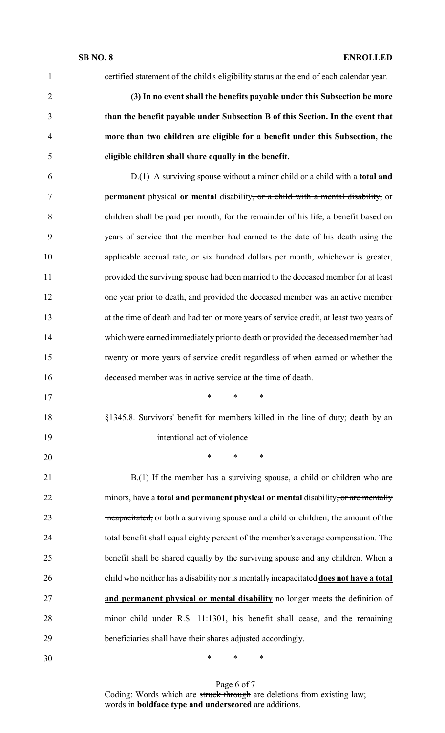certified statement of the child's eligibility status at the end of each calendar year.

**(3) In no event shall the benefits payable under this Subsection be more than the benefit payable under Subsection B of this Section. In the event that more than two children are eligible for a benefit under this Subsection, the eligible children shall share equally in the benefit.**

D.(1) A surviving spouse without a minor child or a child with a **total and permanent** physical **or mental** disability~~, or a child with a mental disability,~~ or children shall be paid per month, for the remainder of his life, a benefit based on years of service that the member had earned to the date of his death using the applicable accrual rate, or six hundred dollars per month, whichever is greater, provided the surviving spouse had been married to the deceased member for at least one year prior to death, and provided the deceased member was an active member at the time of death and had ten or more years of service credit, at least two years of which were earned immediately prior to death or provided the deceased member had twenty or more years of service credit regardless of when earned or whether the deceased member was in active service at the time of death.

\* \* \*

§1345.8. Survivors' benefit for members killed in the line of duty; death by an intentional act of violence

\* \* \*

B.(1) If the member has a surviving spouse, a child or children who are minors, have a **total and permanent physical or mental** disability~~, or are mentally incapacitated,~~ or both a surviving spouse and a child or children, the amount of the total benefit shall equal eighty percent of the member's average compensation. The benefit shall be shared equally by the surviving spouse and any children. When a child who ~~neither has a disability nor is mentally incapacitated~~ **does not have a total and permanent physical or mental disability** no longer meets the definition of minor child under R.S. 11:1301, his benefit shall cease, and the remaining beneficiaries shall have their shares adjusted accordingly.

\* \* \*

Coding: Words which are ~~struck through~~ are deletions from existing law; words in **boldface type and underscored** are additions.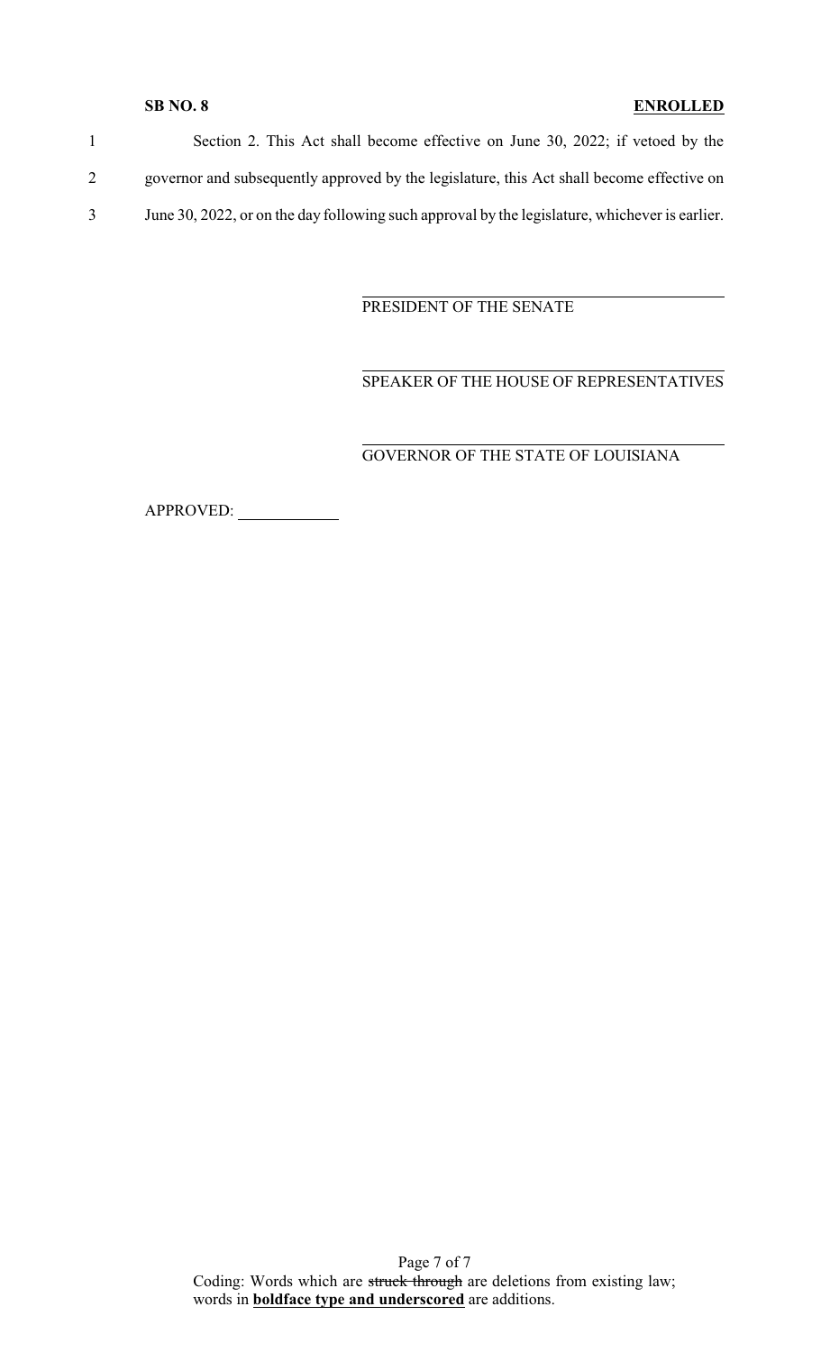Section 2. This Act shall become effective on June 30, 2022; if vetoed by the governor and subsequently approved by the legislature, this Act shall become effective on June 30, 2022, or on the day following such approval by the legislature, whichever is earlier.

PRESIDENT OF THE SENATE

SPEAKER OF THE HOUSE OF REPRESENTATIVES

GOVERNOR OF THE STATE OF LOUISIANA

APPROVED: ____________

Coding: Words which are ~~struck through~~ are deletions from existing law; words in **boldface type and underscored** are additions.